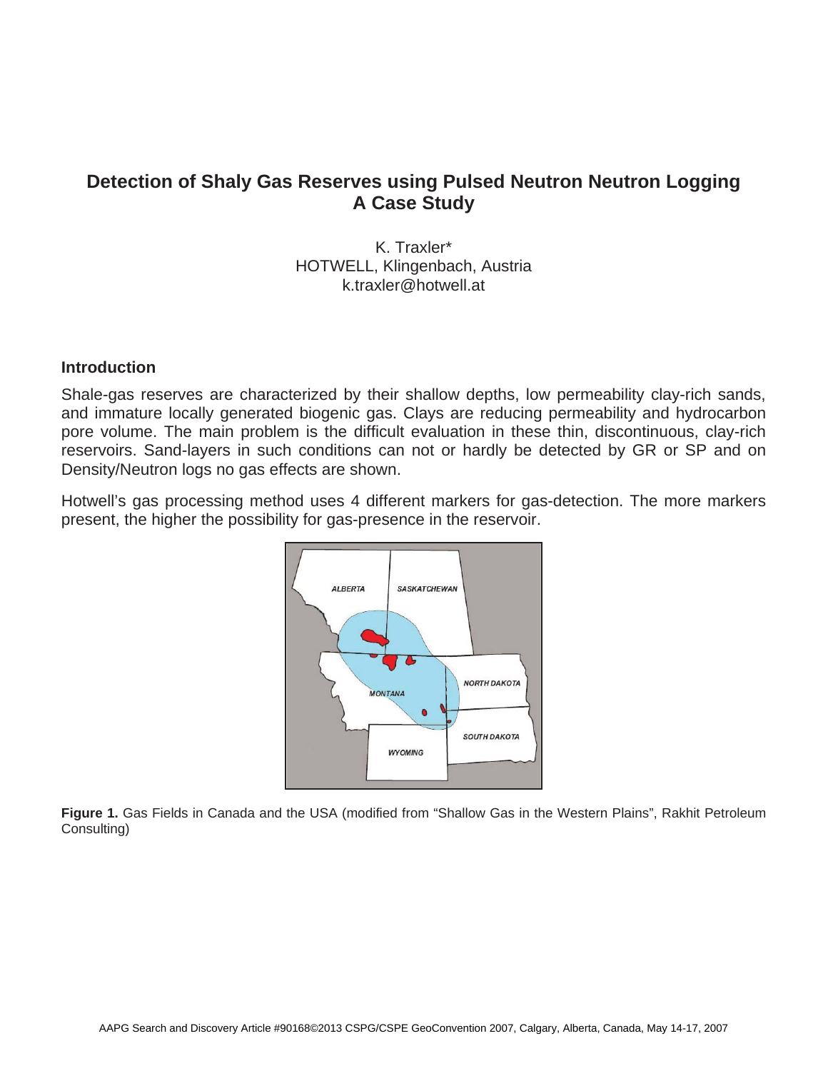# Detection of Shaly Gas Reserves using Pulsed Neutron Neutron Logging
# A Case Study

K. Traxler*
HOTWELL, Klingenbach, Austria
k.traxler@hotwell.at

## Introduction

Shale-gas reserves are characterized by their shallow depths, low permeability clay-rich sands, and immature locally generated biogenic gas. Clays are reducing permeability and hydrocarbon pore volume. The main problem is the difficult evaluation in these thin, discontinuous, clay-rich reservoirs. Sand-layers in such conditions can not or hardly be detected by GR or SP and on Density/Neutron logs no gas effects are shown.

Hotwell's gas processing method uses 4 different markers for gas-detection. The more markers present, the higher the possibility for gas-presence in the reservoir.

**Figure 1.** Gas Fields in Canada and the USA (modified from "Shallow Gas in the Western Plains", Rakhit Petroleum Consulting)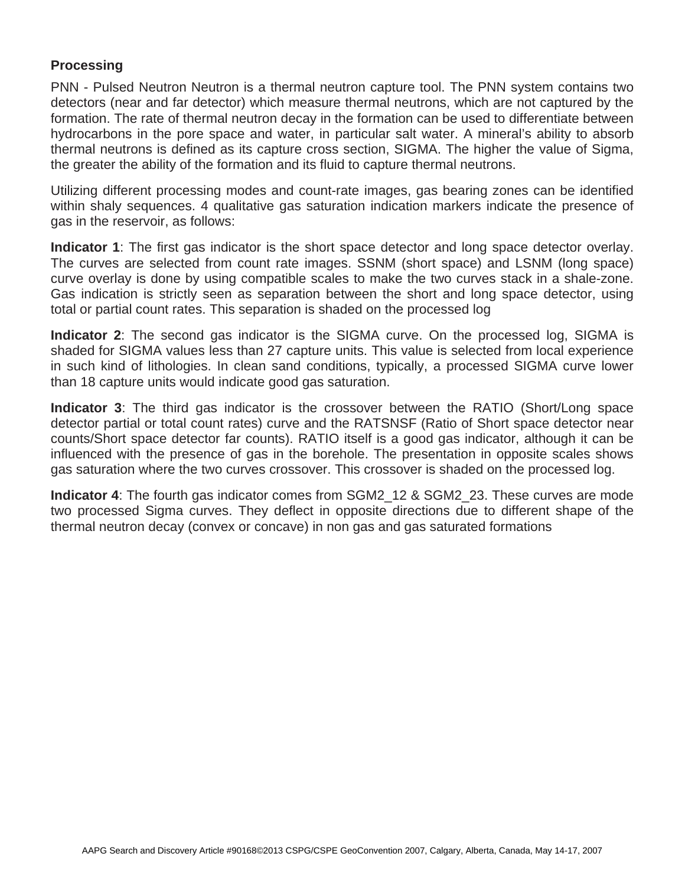## Processing

PNN - Pulsed Neutron Neutron is a thermal neutron capture tool. The PNN system contains two detectors (near and far detector) which measure thermal neutrons, which are not captured by the formation. The rate of thermal neutron decay in the formation can be used to differentiate between hydrocarbons in the pore space and water, in particular salt water. A mineral's ability to absorb thermal neutrons is defined as its capture cross section, SIGMA. The higher the value of Sigma, the greater the ability of the formation and its fluid to capture thermal neutrons.

Utilizing different processing modes and count-rate images, gas bearing zones can be identified within shaly sequences. 4 qualitative gas saturation indication markers indicate the presence of gas in the reservoir, as follows:

**Indicator 1**: The first gas indicator is the short space detector and long space detector overlay. The curves are selected from count rate images. SSNM (short space) and LSNM (long space) curve overlay is done by using compatible scales to make the two curves stack in a shale-zone. Gas indication is strictly seen as separation between the short and long space detector, using total or partial count rates. This separation is shaded on the processed log

**Indicator 2**: The second gas indicator is the SIGMA curve. On the processed log, SIGMA is shaded for SIGMA values less than 27 capture units. This value is selected from local experience in such kind of lithologies. In clean sand conditions, typically, a processed SIGMA curve lower than 18 capture units would indicate good gas saturation.

**Indicator 3**: The third gas indicator is the crossover between the RATIO (Short/Long space detector partial or total count rates) curve and the RATSNSF (Ratio of Short space detector near counts/Short space detector far counts). RATIO itself is a good gas indicator, although it can be influenced with the presence of gas in the borehole. The presentation in opposite scales shows gas saturation where the two curves crossover. This crossover is shaded on the processed log.

**Indicator 4**: The fourth gas indicator comes from SGM2_12 & SGM2_23. These curves are mode two processed Sigma curves. They deflect in opposite directions due to different shape of the thermal neutron decay (convex or concave) in non gas and gas saturated formations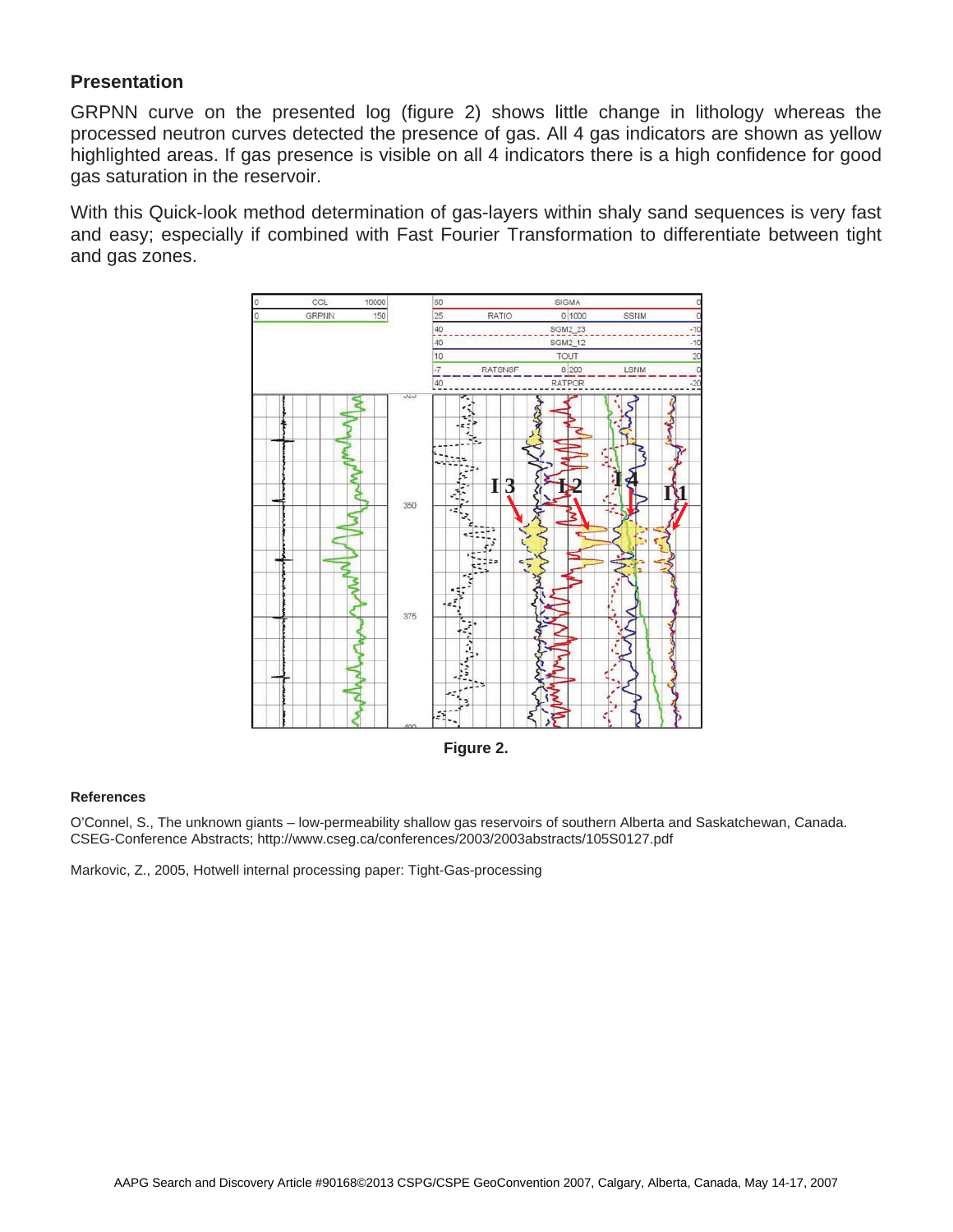## Presentation

GRPNN curve on the presented log (figure 2) shows little change in lithology whereas the processed neutron curves detected the presence of gas. All 4 gas indicators are shown as yellow highlighted areas. If gas presence is visible on all 4 indicators there is a high confidence for good gas saturation in the reservoir.

With this Quick-look method determination of gas-layers within shaly sand sequences is very fast and easy; especially if combined with Fast Fourier Transformation to differentiate between tight and gas zones.

0 CCL 10000
0 GRPNN 150

60 SIGMA 0
25 RATIO 0 1000 SSNM 0
40 SGM2_23 -10
40 SGM2_12 -10
10 TOUT 20
-7 RATSNSF 8 200 LSNM 0
40 RATPOR -20

325
350
375
400

I 3
I 2
I 4
I 1

**Figure 2.**

#### References

O'Connel, S., The unknown giants – low-permeability shallow gas reservoirs of southern Alberta and Saskatchewan, Canada. CSEG-Conference Abstracts; http://www.cseg.ca/conferences/2003/2003abstracts/105S0127.pdf

Markovic, Z., 2005, Hotwell internal processing paper: Tight-Gas-processing